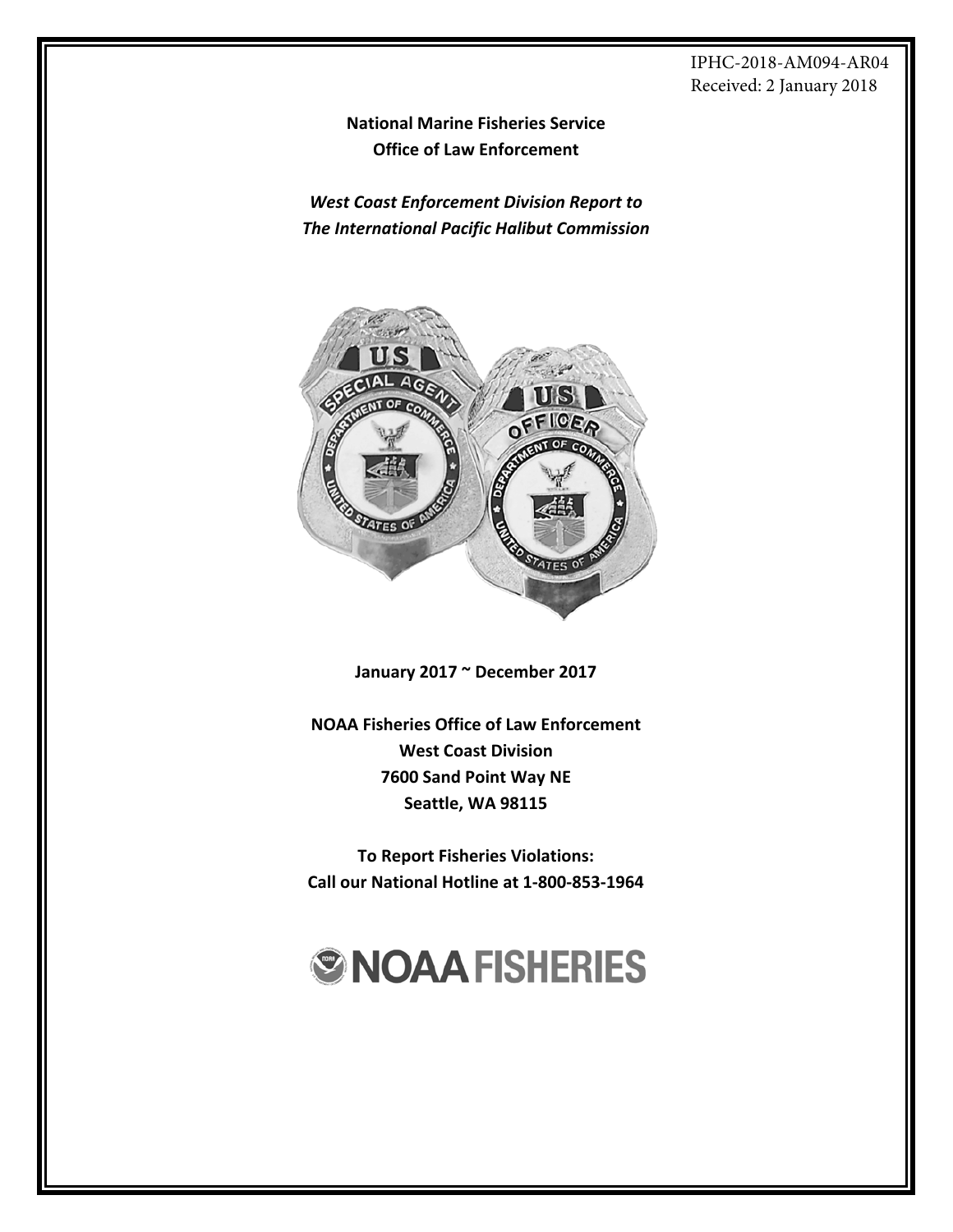IPHC-2018-AM094-AR04
Received: 2 January 2018

**National Marine Fisheries Service**
**Office of Law Enforcement**

***West Coast Enforcement Division Report to***
***The International Pacific Halibut Commission***

**January 2017 ~ December 2017**

**NOAA Fisheries Office of Law Enforcement**
**West Coast Division**
**7600 Sand Point Way NE**
**Seattle, WA 98115**

**To Report Fisheries Violations:**
**Call our National Hotline at 1-800-853-1964**

NOAA FISHERIES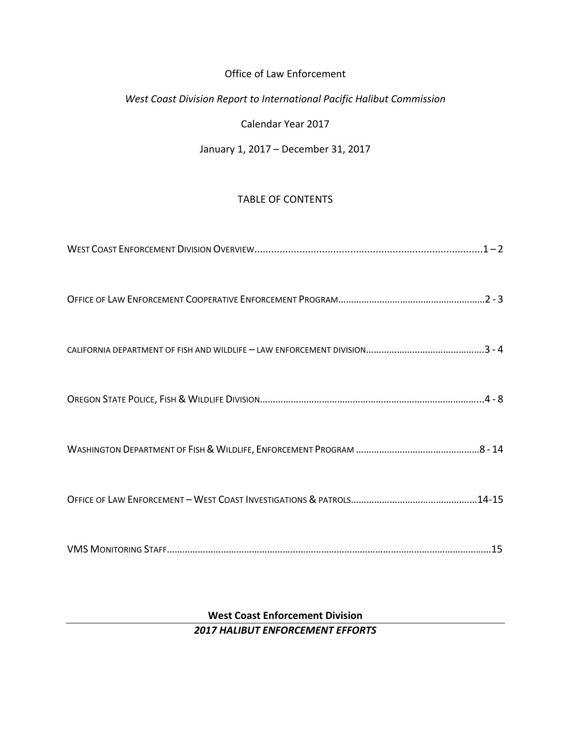Office of Law Enforcement

*West Coast Division Report to International Pacific Halibut Commission*

Calendar Year 2017

January 1, 2017 – December 31, 2017

TABLE OF CONTENTS

WEST COAST ENFORCEMENT DIVISION OVERVIEW.................................................................................1 – 2

OFFICE OF LAW ENFORCEMENT COOPERATIVE ENFORCEMENT PROGRAM……………………………………………….2 - 3

CALIFORNIA DEPARTMENT OF FISH AND WILDLIFE – LAW ENFORCEMENT DIVISION.............................................3 - 4

OREGON STATE POLICE, FISH & WILDLIFE DIVISION…………………………………………………………………………...4 - 8

WASHINGTON DEPARTMENT OF FISH & WILDLIFE, ENFORCEMENT PROGRAM ……………………………………….8 - 14

OFFICE OF LAW ENFORCEMENT – WEST COAST INVESTIGATIONS & PATROLS………………………………………..14-15

VMS MONITORING STAFF…………………………………………………………………………………………………………………15

**West Coast Enforcement Division**

***2017 HALIBUT ENFORCEMENT EFFORTS***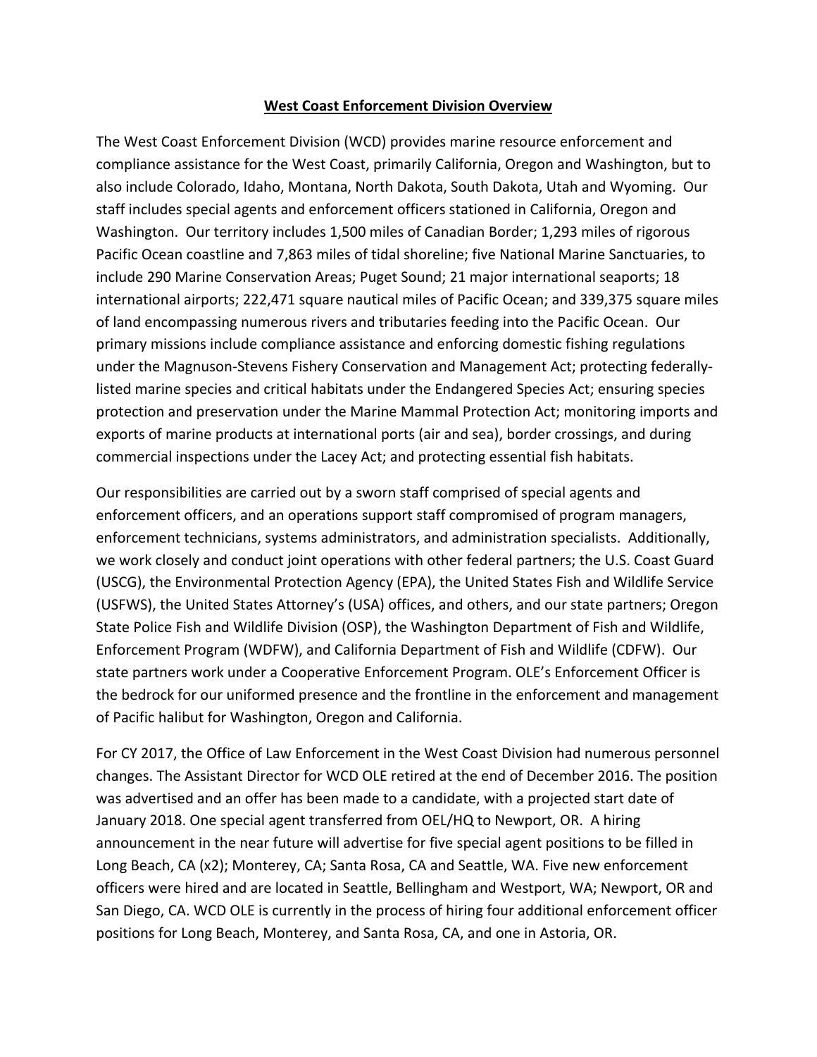## West Coast Enforcement Division Overview

The West Coast Enforcement Division (WCD) provides marine resource enforcement and compliance assistance for the West Coast, primarily California, Oregon and Washington, but to also include Colorado, Idaho, Montana, North Dakota, South Dakota, Utah and Wyoming. Our staff includes special agents and enforcement officers stationed in California, Oregon and Washington. Our territory includes 1,500 miles of Canadian Border; 1,293 miles of rigorous Pacific Ocean coastline and 7,863 miles of tidal shoreline; five National Marine Sanctuaries, to include 290 Marine Conservation Areas; Puget Sound; 21 major international seaports; 18 international airports; 222,471 square nautical miles of Pacific Ocean; and 339,375 square miles of land encompassing numerous rivers and tributaries feeding into the Pacific Ocean. Our primary missions include compliance assistance and enforcing domestic fishing regulations under the Magnuson-Stevens Fishery Conservation and Management Act; protecting federally-listed marine species and critical habitats under the Endangered Species Act; ensuring species protection and preservation under the Marine Mammal Protection Act; monitoring imports and exports of marine products at international ports (air and sea), border crossings, and during commercial inspections under the Lacey Act; and protecting essential fish habitats.

Our responsibilities are carried out by a sworn staff comprised of special agents and enforcement officers, and an operations support staff compromised of program managers, enforcement technicians, systems administrators, and administration specialists. Additionally, we work closely and conduct joint operations with other federal partners; the U.S. Coast Guard (USCG), the Environmental Protection Agency (EPA), the United States Fish and Wildlife Service (USFWS), the United States Attorney's (USA) offices, and others, and our state partners; Oregon State Police Fish and Wildlife Division (OSP), the Washington Department of Fish and Wildlife, Enforcement Program (WDFW), and California Department of Fish and Wildlife (CDFW). Our state partners work under a Cooperative Enforcement Program. OLE's Enforcement Officer is the bedrock for our uniformed presence and the frontline in the enforcement and management of Pacific halibut for Washington, Oregon and California.

For CY 2017, the Office of Law Enforcement in the West Coast Division had numerous personnel changes. The Assistant Director for WCD OLE retired at the end of December 2016. The position was advertised and an offer has been made to a candidate, with a projected start date of January 2018. One special agent transferred from OEL/HQ to Newport, OR. A hiring announcement in the near future will advertise for five special agent positions to be filled in Long Beach, CA (x2); Monterey, CA; Santa Rosa, CA and Seattle, WA. Five new enforcement officers were hired and are located in Seattle, Bellingham and Westport, WA; Newport, OR and San Diego, CA. WCD OLE is currently in the process of hiring four additional enforcement officer positions for Long Beach, Monterey, and Santa Rosa, CA, and one in Astoria, OR.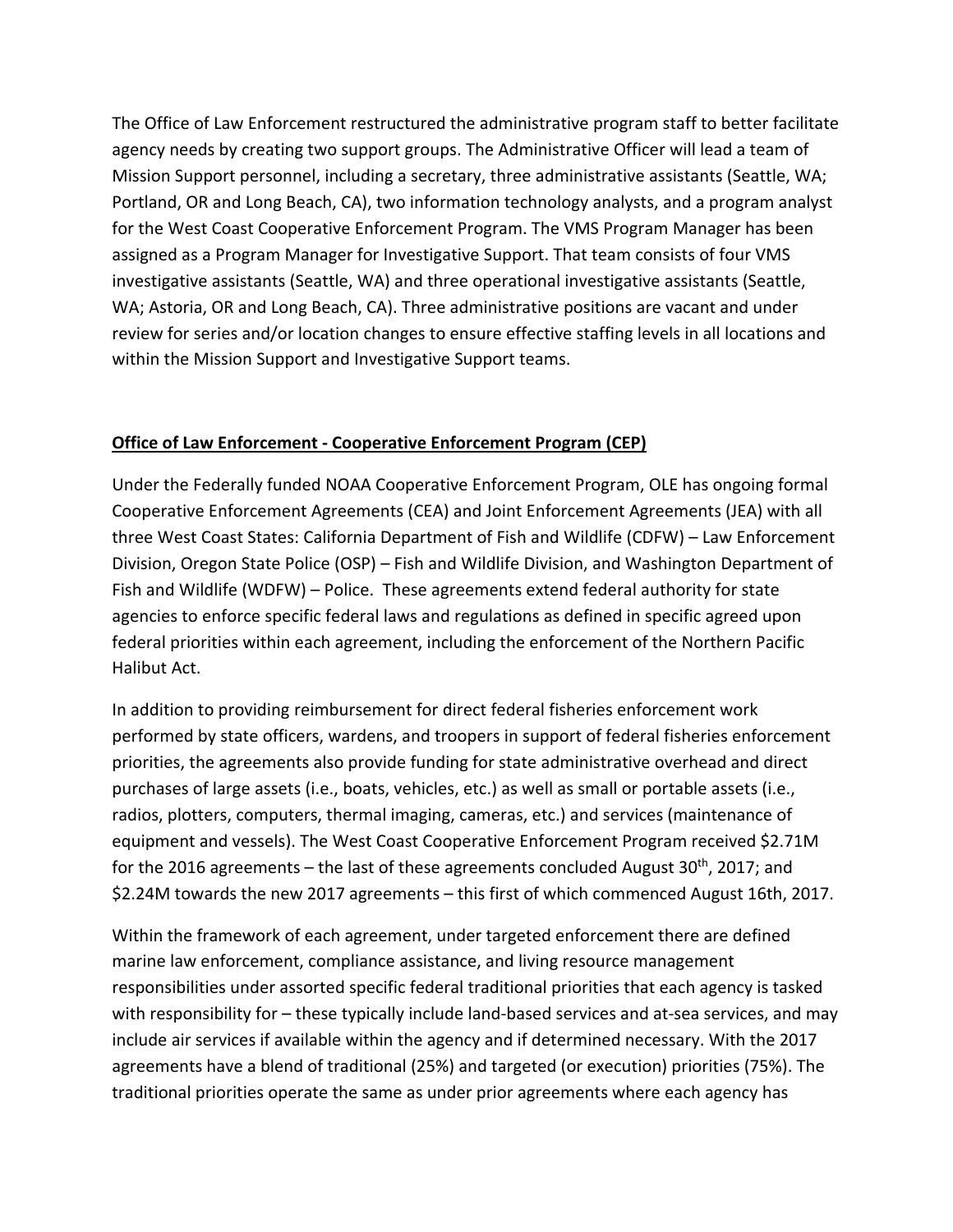The Office of Law Enforcement restructured the administrative program staff to better facilitate agency needs by creating two support groups. The Administrative Officer will lead a team of Mission Support personnel, including a secretary, three administrative assistants (Seattle, WA; Portland, OR and Long Beach, CA), two information technology analysts, and a program analyst for the West Coast Cooperative Enforcement Program. The VMS Program Manager has been assigned as a Program Manager for Investigative Support. That team consists of four VMS investigative assistants (Seattle, WA) and three operational investigative assistants (Seattle, WA; Astoria, OR and Long Beach, CA). Three administrative positions are vacant and under review for series and/or location changes to ensure effective staffing levels in all locations and within the Mission Support and Investigative Support teams.

**Office of Law Enforcement - Cooperative Enforcement Program (CEP)**

Under the Federally funded NOAA Cooperative Enforcement Program, OLE has ongoing formal Cooperative Enforcement Agreements (CEA) and Joint Enforcement Agreements (JEA) with all three West Coast States: California Department of Fish and Wildlife (CDFW) – Law Enforcement Division, Oregon State Police (OSP) – Fish and Wildlife Division, and Washington Department of Fish and Wildlife (WDFW) – Police. These agreements extend federal authority for state agencies to enforce specific federal laws and regulations as defined in specific agreed upon federal priorities within each agreement, including the enforcement of the Northern Pacific Halibut Act.

In addition to providing reimbursement for direct federal fisheries enforcement work performed by state officers, wardens, and troopers in support of federal fisheries enforcement priorities, the agreements also provide funding for state administrative overhead and direct purchases of large assets (i.e., boats, vehicles, etc.) as well as small or portable assets (i.e., radios, plotters, computers, thermal imaging, cameras, etc.) and services (maintenance of equipment and vessels). The West Coast Cooperative Enforcement Program received $2.71M for the 2016 agreements – the last of these agreements concluded August 30th, 2017; and $2.24M towards the new 2017 agreements – this first of which commenced August 16th, 2017.

Within the framework of each agreement, under targeted enforcement there are defined marine law enforcement, compliance assistance, and living resource management responsibilities under assorted specific federal traditional priorities that each agency is tasked with responsibility for – these typically include land-based services and at-sea services, and may include air services if available within the agency and if determined necessary. With the 2017 agreements have a blend of traditional (25%) and targeted (or execution) priorities (75%). The traditional priorities operate the same as under prior agreements where each agency has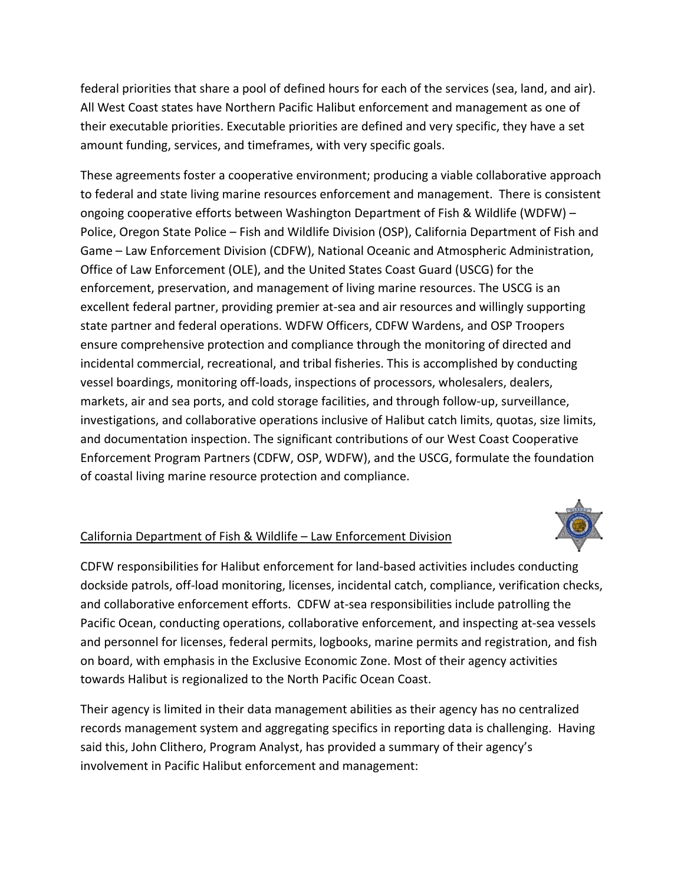federal priorities that share a pool of defined hours for each of the services (sea, land, and air). All West Coast states have Northern Pacific Halibut enforcement and management as one of their executable priorities. Executable priorities are defined and very specific, they have a set amount funding, services, and timeframes, with very specific goals.

These agreements foster a cooperative environment; producing a viable collaborative approach to federal and state living marine resources enforcement and management. There is consistent ongoing cooperative efforts between Washington Department of Fish & Wildlife (WDFW) – Police, Oregon State Police – Fish and Wildlife Division (OSP), California Department of Fish and Game – Law Enforcement Division (CDFW), National Oceanic and Atmospheric Administration, Office of Law Enforcement (OLE), and the United States Coast Guard (USCG) for the enforcement, preservation, and management of living marine resources. The USCG is an excellent federal partner, providing premier at-sea and air resources and willingly supporting state partner and federal operations. WDFW Officers, CDFW Wardens, and OSP Troopers ensure comprehensive protection and compliance through the monitoring of directed and incidental commercial, recreational, and tribal fisheries. This is accomplished by conducting vessel boardings, monitoring off-loads, inspections of processors, wholesalers, dealers, markets, air and sea ports, and cold storage facilities, and through follow-up, surveillance, investigations, and collaborative operations inclusive of Halibut catch limits, quotas, size limits, and documentation inspection. The significant contributions of our West Coast Cooperative Enforcement Program Partners (CDFW, OSP, WDFW), and the USCG, formulate the foundation of coastal living marine resource protection and compliance.

## California Department of Fish & Wildlife – Law Enforcement Division

CDFW responsibilities for Halibut enforcement for land-based activities includes conducting dockside patrols, off-load monitoring, licenses, incidental catch, compliance, verification checks, and collaborative enforcement efforts. CDFW at-sea responsibilities include patrolling the Pacific Ocean, conducting operations, collaborative enforcement, and inspecting at-sea vessels and personnel for licenses, federal permits, logbooks, marine permits and registration, and fish on board, with emphasis in the Exclusive Economic Zone. Most of their agency activities towards Halibut is regionalized to the North Pacific Ocean Coast.

Their agency is limited in their data management abilities as their agency has no centralized records management system and aggregating specifics in reporting data is challenging. Having said this, John Clithero, Program Analyst, has provided a summary of their agency's involvement in Pacific Halibut enforcement and management: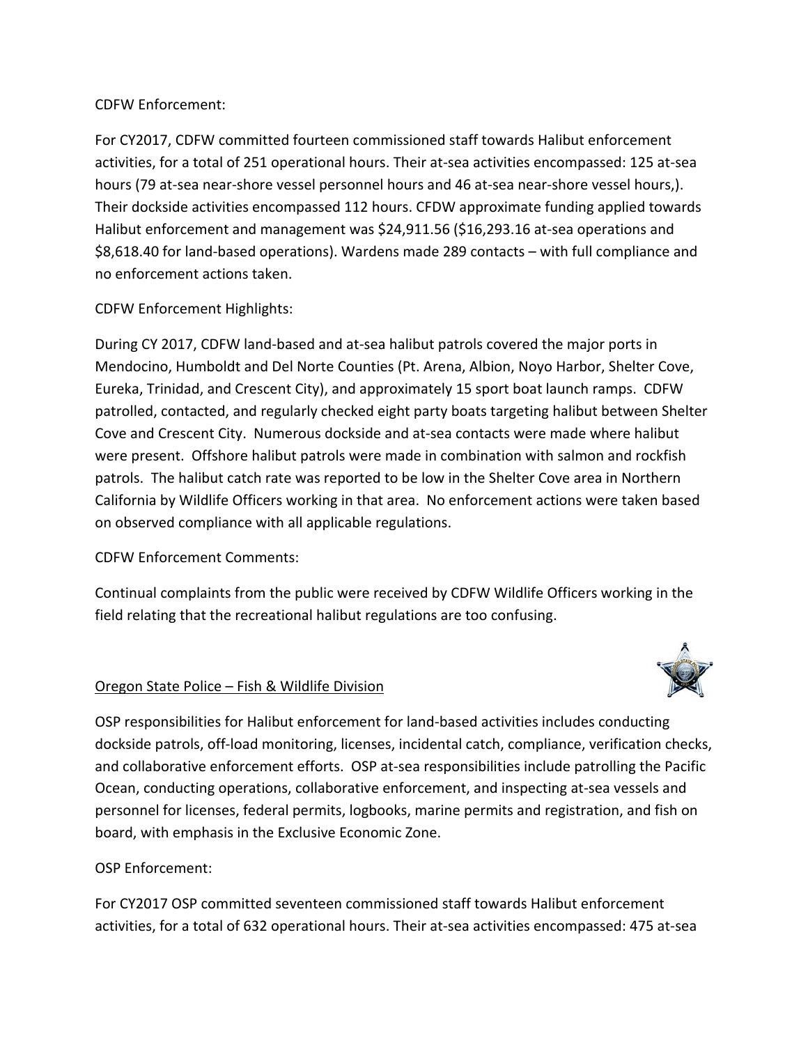CDFW Enforcement:

For CY2017, CDFW committed fourteen commissioned staff towards Halibut enforcement activities, for a total of 251 operational hours. Their at-sea activities encompassed: 125 at-sea hours (79 at-sea near-shore vessel personnel hours and 46 at-sea near-shore vessel hours,). Their dockside activities encompassed 112 hours. CFDW approximate funding applied towards Halibut enforcement and management was $24,911.56 ($16,293.16 at-sea operations and $8,618.40 for land-based operations). Wardens made 289 contacts – with full compliance and no enforcement actions taken.

CDFW Enforcement Highlights:

During CY 2017, CDFW land-based and at-sea halibut patrols covered the major ports in Mendocino, Humboldt and Del Norte Counties (Pt. Arena, Albion, Noyo Harbor, Shelter Cove, Eureka, Trinidad, and Crescent City), and approximately 15 sport boat launch ramps. CDFW patrolled, contacted, and regularly checked eight party boats targeting halibut between Shelter Cove and Crescent City. Numerous dockside and at-sea contacts were made where halibut were present. Offshore halibut patrols were made in combination with salmon and rockfish patrols. The halibut catch rate was reported to be low in the Shelter Cove area in Northern California by Wildlife Officers working in that area. No enforcement actions were taken based on observed compliance with all applicable regulations.

CDFW Enforcement Comments:

Continual complaints from the public were received by CDFW Wildlife Officers working in the field relating that the recreational halibut regulations are too confusing.

<u>Oregon State Police – Fish & Wildlife Division</u>

OSP responsibilities for Halibut enforcement for land-based activities includes conducting dockside patrols, off-load monitoring, licenses, incidental catch, compliance, verification checks, and collaborative enforcement efforts. OSP at-sea responsibilities include patrolling the Pacific Ocean, conducting operations, collaborative enforcement, and inspecting at-sea vessels and personnel for licenses, federal permits, logbooks, marine permits and registration, and fish on board, with emphasis in the Exclusive Economic Zone.

OSP Enforcement:

For CY2017 OSP committed seventeen commissioned staff towards Halibut enforcement activities, for a total of 632 operational hours. Their at-sea activities encompassed: 475 at-sea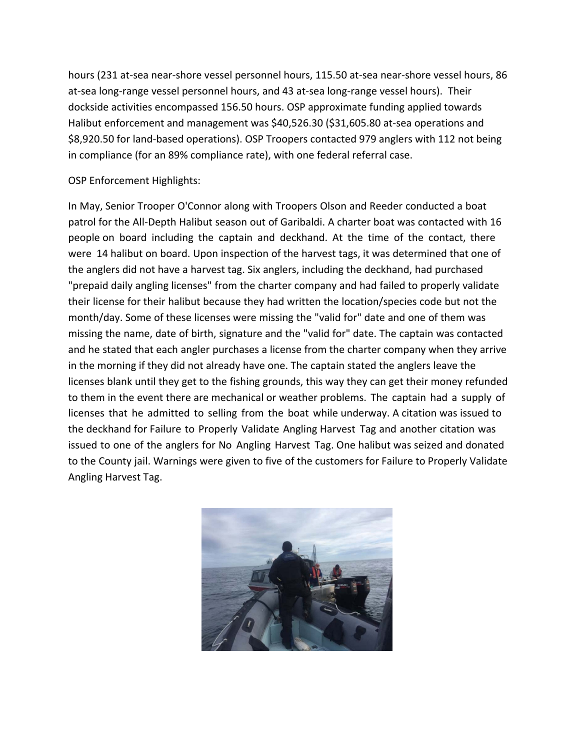hours (231 at-sea near-shore vessel personnel hours, 115.50 at-sea near-shore vessel hours, 86 at-sea long-range vessel personnel hours, and 43 at-sea long-range vessel hours). Their dockside activities encompassed 156.50 hours. OSP approximate funding applied towards Halibut enforcement and management was $40,526.30 ($31,605.80 at-sea operations and $8,920.50 for land-based operations). OSP Troopers contacted 979 anglers with 112 not being in compliance (for an 89% compliance rate), with one federal referral case.

OSP Enforcement Highlights:

In May, Senior Trooper O'Connor along with Troopers Olson and Reeder conducted a boat patrol for the All-Depth Halibut season out of Garibaldi. A charter boat was contacted with 16 people on board including the captain and deckhand. At the time of the contact, there were 14 halibut on board. Upon inspection of the harvest tags, it was determined that one of the anglers did not have a harvest tag. Six anglers, including the deckhand, had purchased "prepaid daily angling licenses" from the charter company and had failed to properly validate their license for their halibut because they had written the location/species code but not the month/day. Some of these licenses were missing the "valid for" date and one of them was missing the name, date of birth, signature and the "valid for" date. The captain was contacted and he stated that each angler purchases a license from the charter company when they arrive in the morning if they did not already have one. The captain stated the anglers leave the licenses blank until they get to the fishing grounds, this way they can get their money refunded to them in the event there are mechanical or weather problems. The captain had a supply of licenses that he admitted to selling from the boat while underway. A citation was issued to the deckhand for Failure to Properly Validate Angling Harvest Tag and another citation was issued to one of the anglers for No Angling Harvest Tag. One halibut was seized and donated to the County jail. Warnings were given to five of the customers for Failure to Properly Validate Angling Harvest Tag.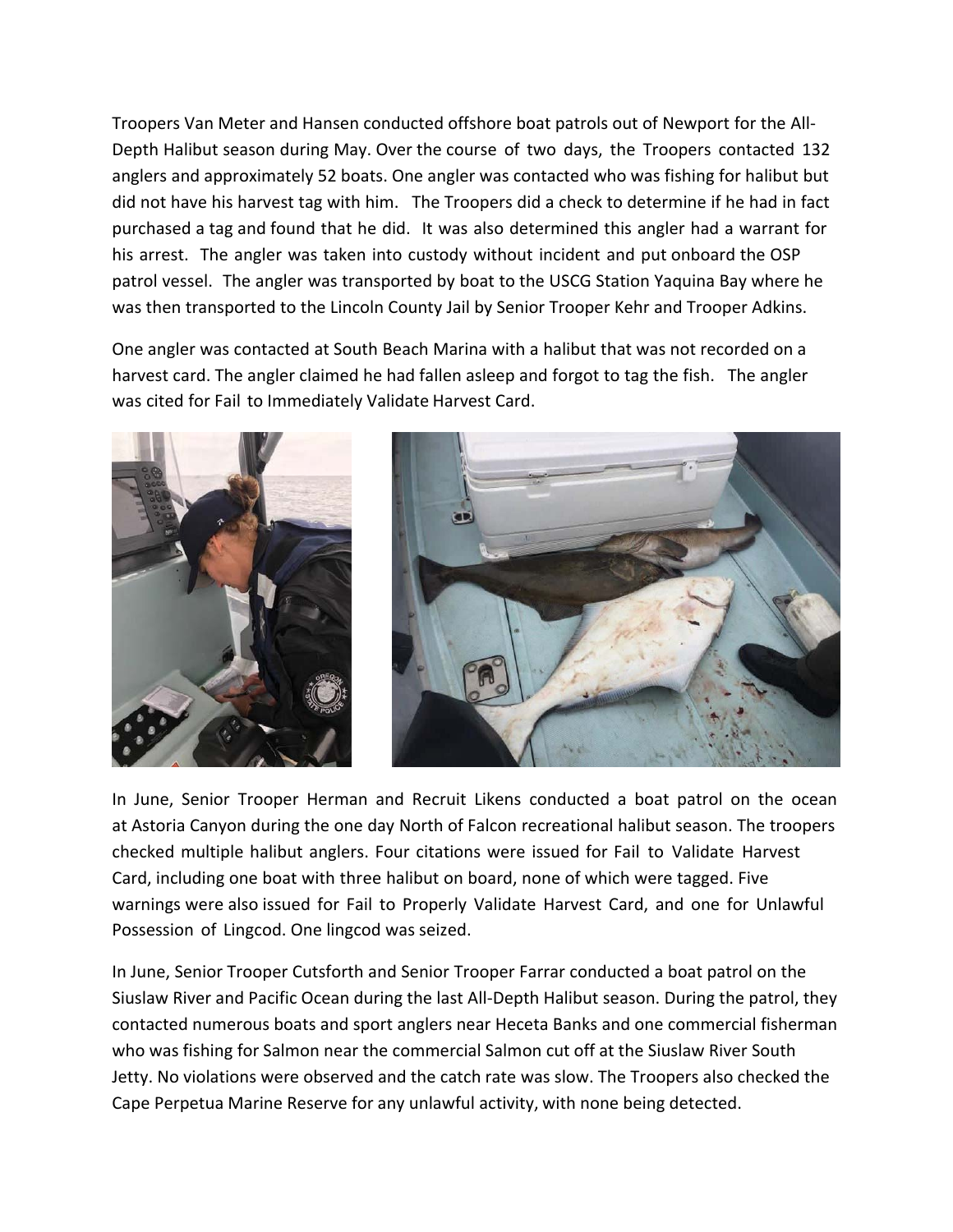Troopers Van Meter and Hansen conducted offshore boat patrols out of Newport for the All-Depth Halibut season during May. Over the course of two days, the Troopers contacted 132 anglers and approximately 52 boats. One angler was contacted who was fishing for halibut but did not have his harvest tag with him. The Troopers did a check to determine if he had in fact purchased a tag and found that he did. It was also determined this angler had a warrant for his arrest. The angler was taken into custody without incident and put onboard the OSP patrol vessel. The angler was transported by boat to the USCG Station Yaquina Bay where he was then transported to the Lincoln County Jail by Senior Trooper Kehr and Trooper Adkins.

One angler was contacted at South Beach Marina with a halibut that was not recorded on a harvest card. The angler claimed he had fallen asleep and forgot to tag the fish. The angler was cited for Fail to Immediately Validate Harvest Card.

In June, Senior Trooper Herman and Recruit Likens conducted a boat patrol on the ocean at Astoria Canyon during the one day North of Falcon recreational halibut season. The troopers checked multiple halibut anglers. Four citations were issued for Fail to Validate Harvest Card, including one boat with three halibut on board, none of which were tagged. Five warnings were also issued for Fail to Properly Validate Harvest Card, and one for Unlawful Possession of Lingcod. One lingcod was seized.

In June, Senior Trooper Cutsforth and Senior Trooper Farrar conducted a boat patrol on the Siuslaw River and Pacific Ocean during the last All-Depth Halibut season. During the patrol, they contacted numerous boats and sport anglers near Heceta Banks and one commercial fisherman who was fishing for Salmon near the commercial Salmon cut off at the Siuslaw River South Jetty. No violations were observed and the catch rate was slow. The Troopers also checked the Cape Perpetua Marine Reserve for any unlawful activity, with none being detected.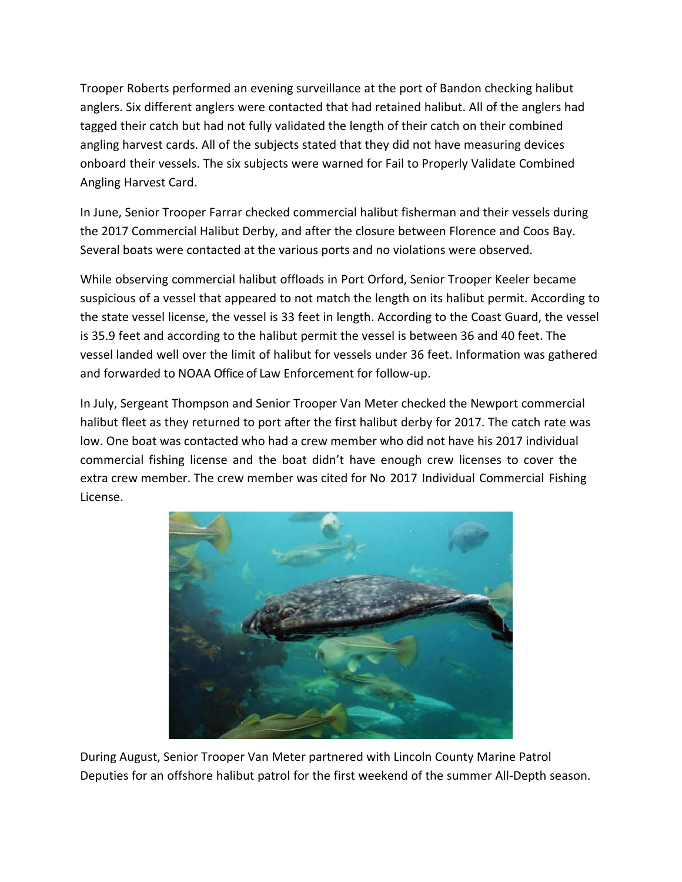Trooper Roberts performed an evening surveillance at the port of Bandon checking halibut anglers. Six different anglers were contacted that had retained halibut. All of the anglers had tagged their catch but had not fully validated the length of their catch on their combined angling harvest cards. All of the subjects stated that they did not have measuring devices onboard their vessels. The six subjects were warned for Fail to Properly Validate Combined Angling Harvest Card.

In June, Senior Trooper Farrar checked commercial halibut fisherman and their vessels during the 2017 Commercial Halibut Derby, and after the closure between Florence and Coos Bay. Several boats were contacted at the various ports and no violations were observed.

While observing commercial halibut offloads in Port Orford, Senior Trooper Keeler became suspicious of a vessel that appeared to not match the length on its halibut permit. According to the state vessel license, the vessel is 33 feet in length. According to the Coast Guard, the vessel is 35.9 feet and according to the halibut permit the vessel is between 36 and 40 feet. The vessel landed well over the limit of halibut for vessels under 36 feet. Information was gathered and forwarded to NOAA Office of Law Enforcement for follow-up.

In July, Sergeant Thompson and Senior Trooper Van Meter checked the Newport commercial halibut fleet as they returned to port after the first halibut derby for 2017. The catch rate was low. One boat was contacted who had a crew member who did not have his 2017 individual commercial fishing license and the boat didn't have enough crew licenses to cover the extra crew member. The crew member was cited for No 2017 Individual Commercial Fishing License.

During August, Senior Trooper Van Meter partnered with Lincoln County Marine Patrol Deputies for an offshore halibut patrol for the first weekend of the summer All-Depth season.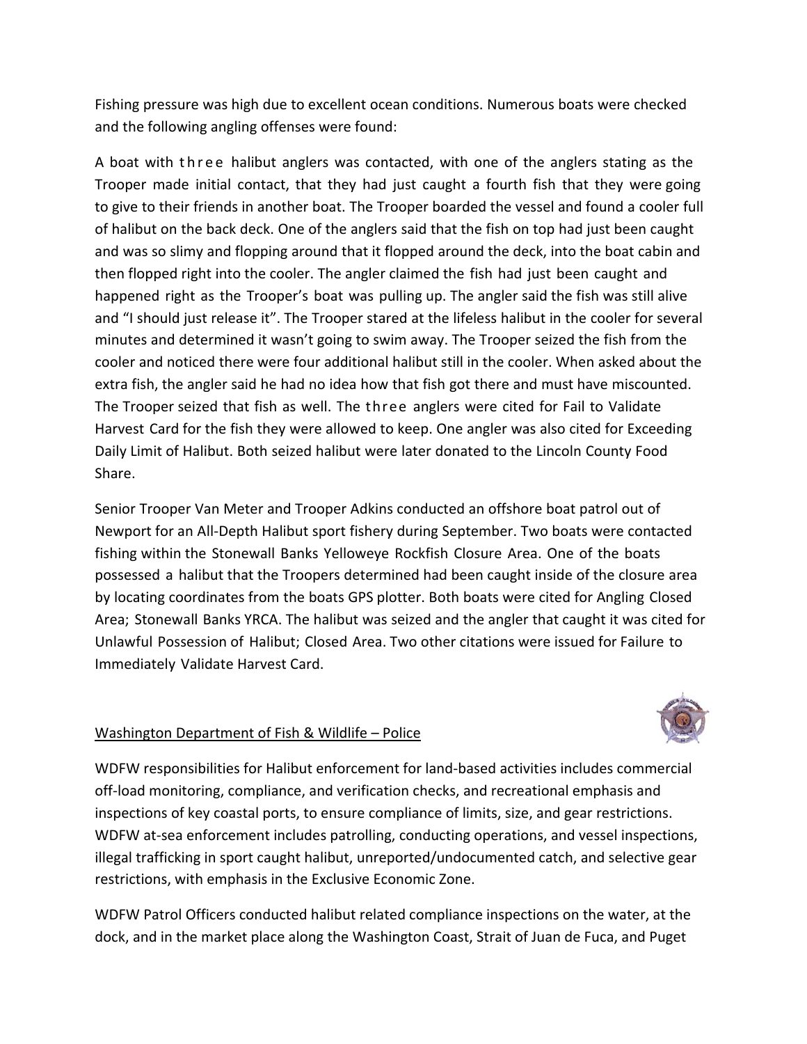Fishing pressure was high due to excellent ocean conditions. Numerous boats were checked and the following angling offenses were found:

A boat with three halibut anglers was contacted, with one of the anglers stating as the Trooper made initial contact, that they had just caught a fourth fish that they were going to give to their friends in another boat. The Trooper boarded the vessel and found a cooler full of halibut on the back deck. One of the anglers said that the fish on top had just been caught and was so slimy and flopping around that it flopped around the deck, into the boat cabin and then flopped right into the cooler. The angler claimed the fish had just been caught and happened right as the Trooper's boat was pulling up. The angler said the fish was still alive and "I should just release it". The Trooper stared at the lifeless halibut in the cooler for several minutes and determined it wasn't going to swim away. The Trooper seized the fish from the cooler and noticed there were four additional halibut still in the cooler. When asked about the extra fish, the angler said he had no idea how that fish got there and must have miscounted. The Trooper seized that fish as well. The three anglers were cited for Fail to Validate Harvest Card for the fish they were allowed to keep. One angler was also cited for Exceeding Daily Limit of Halibut. Both seized halibut were later donated to the Lincoln County Food Share.

Senior Trooper Van Meter and Trooper Adkins conducted an offshore boat patrol out of Newport for an All-Depth Halibut sport fishery during September. Two boats were contacted fishing within the Stonewall Banks Yelloweye Rockfish Closure Area. One of the boats possessed a halibut that the Troopers determined had been caught inside of the closure area by locating coordinates from the boats GPS plotter. Both boats were cited for Angling Closed Area; Stonewall Banks YRCA. The halibut was seized and the angler that caught it was cited for Unlawful Possession of Halibut; Closed Area. Two other citations were issued for Failure to Immediately Validate Harvest Card.

## Washington Department of Fish & Wildlife – Police

WDFW responsibilities for Halibut enforcement for land-based activities includes commercial off-load monitoring, compliance, and verification checks, and recreational emphasis and inspections of key coastal ports, to ensure compliance of limits, size, and gear restrictions. WDFW at-sea enforcement includes patrolling, conducting operations, and vessel inspections, illegal trafficking in sport caught halibut, unreported/undocumented catch, and selective gear restrictions, with emphasis in the Exclusive Economic Zone.

WDFW Patrol Officers conducted halibut related compliance inspections on the water, at the dock, and in the market place along the Washington Coast, Strait of Juan de Fuca, and Puget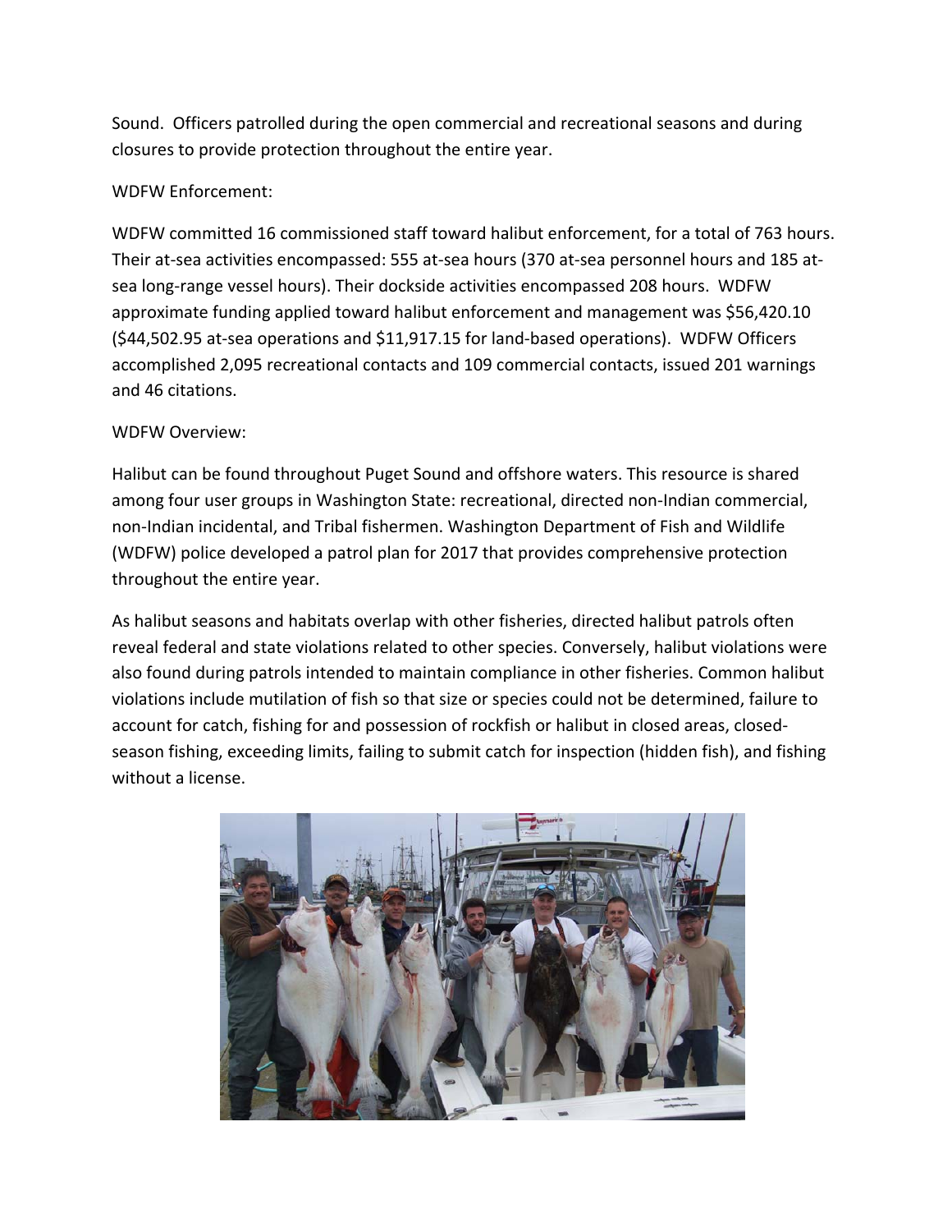Sound. Officers patrolled during the open commercial and recreational seasons and during closures to provide protection throughout the entire year.

WDFW Enforcement:

WDFW committed 16 commissioned staff toward halibut enforcement, for a total of 763 hours. Their at-sea activities encompassed: 555 at-sea hours (370 at-sea personnel hours and 185 at-sea long-range vessel hours). Their dockside activities encompassed 208 hours. WDFW approximate funding applied toward halibut enforcement and management was $56,420.10 ($44,502.95 at-sea operations and $11,917.15 for land-based operations). WDFW Officers accomplished 2,095 recreational contacts and 109 commercial contacts, issued 201 warnings and 46 citations.

WDFW Overview:

Halibut can be found throughout Puget Sound and offshore waters. This resource is shared among four user groups in Washington State: recreational, directed non-Indian commercial, non-Indian incidental, and Tribal fishermen. Washington Department of Fish and Wildlife (WDFW) police developed a patrol plan for 2017 that provides comprehensive protection throughout the entire year.

As halibut seasons and habitats overlap with other fisheries, directed halibut patrols often reveal federal and state violations related to other species. Conversely, halibut violations were also found during patrols intended to maintain compliance in other fisheries. Common halibut violations include mutilation of fish so that size or species could not be determined, failure to account for catch, fishing for and possession of rockfish or halibut in closed areas, closed-season fishing, exceeding limits, failing to submit catch for inspection (hidden fish), and fishing without a license.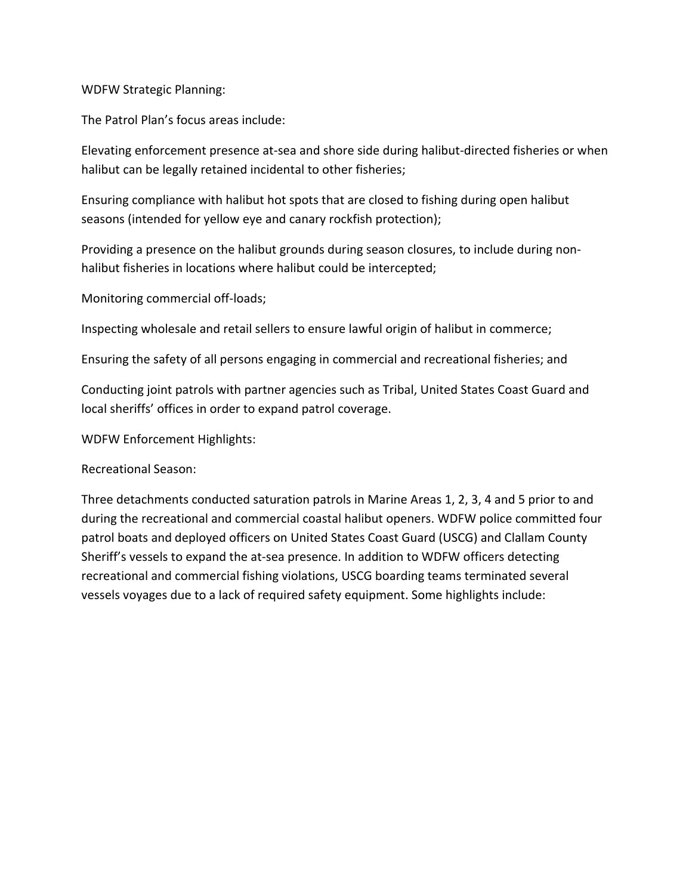WDFW Strategic Planning:

The Patrol Plan's focus areas include:

Elevating enforcement presence at-sea and shore side during halibut-directed fisheries or when halibut can be legally retained incidental to other fisheries;

Ensuring compliance with halibut hot spots that are closed to fishing during open halibut seasons (intended for yellow eye and canary rockfish protection);

Providing a presence on the halibut grounds during season closures, to include during non-halibut fisheries in locations where halibut could be intercepted;

Monitoring commercial off-loads;

Inspecting wholesale and retail sellers to ensure lawful origin of halibut in commerce;

Ensuring the safety of all persons engaging in commercial and recreational fisheries; and

Conducting joint patrols with partner agencies such as Tribal, United States Coast Guard and local sheriffs' offices in order to expand patrol coverage.

WDFW Enforcement Highlights:

Recreational Season:

Three detachments conducted saturation patrols in Marine Areas 1, 2, 3, 4 and 5 prior to and during the recreational and commercial coastal halibut openers. WDFW police committed four patrol boats and deployed officers on United States Coast Guard (USCG) and Clallam County Sheriff's vessels to expand the at-sea presence. In addition to WDFW officers detecting recreational and commercial fishing violations, USCG boarding teams terminated several vessels voyages due to a lack of required safety equipment. Some highlights include: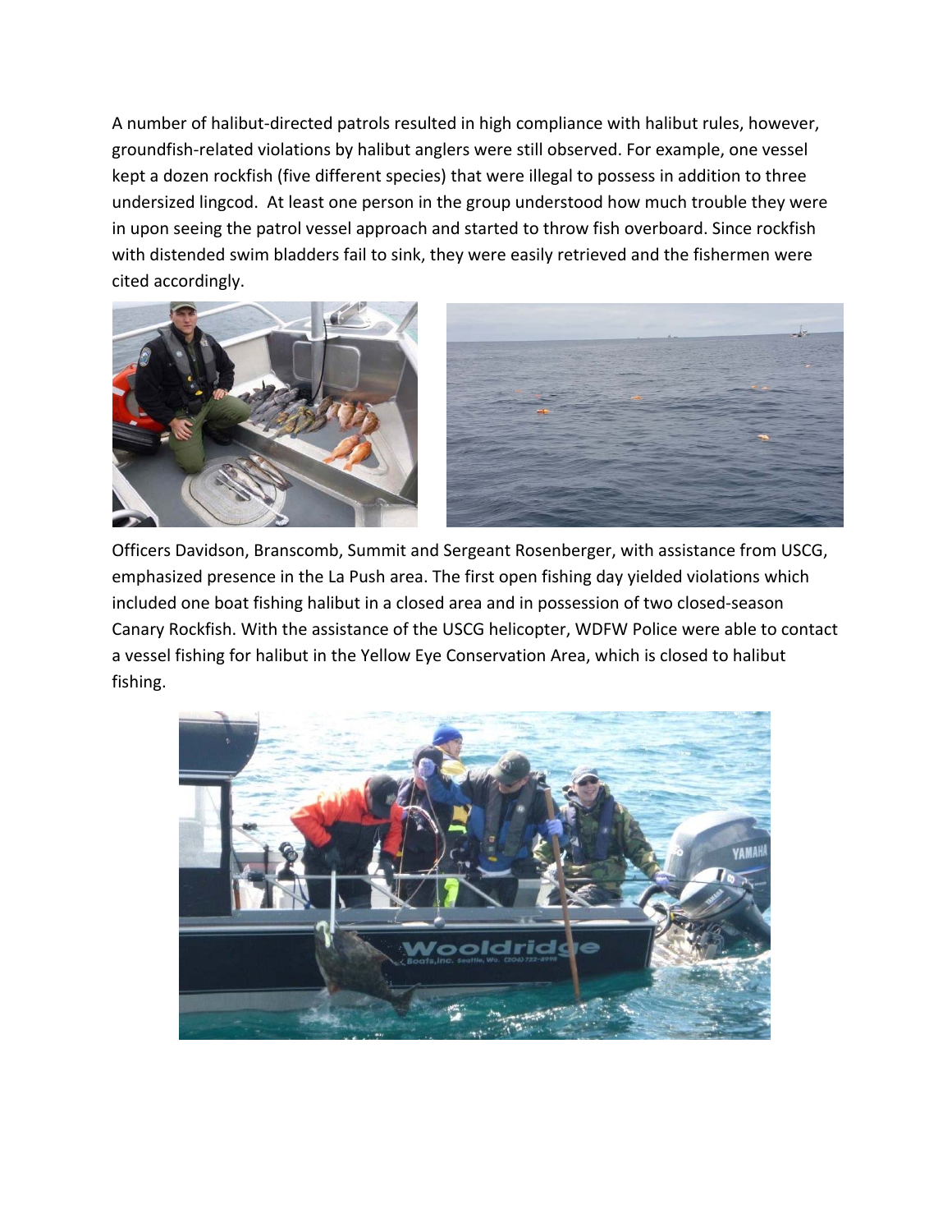A number of halibut-directed patrols resulted in high compliance with halibut rules, however, groundfish-related violations by halibut anglers were still observed. For example, one vessel kept a dozen rockfish (five different species) that were illegal to possess in addition to three undersized lingcod. At least one person in the group understood how much trouble they were in upon seeing the patrol vessel approach and started to throw fish overboard. Since rockfish with distended swim bladders fail to sink, they were easily retrieved and the fishermen were cited accordingly.

Officers Davidson, Branscomb, Summit and Sergeant Rosenberger, with assistance from USCG, emphasized presence in the La Push area. The first open fishing day yielded violations which included one boat fishing halibut in a closed area and in possession of two closed-season Canary Rockfish. With the assistance of the USCG helicopter, WDFW Police were able to contact a vessel fishing for halibut in the Yellow Eye Conservation Area, which is closed to halibut fishing.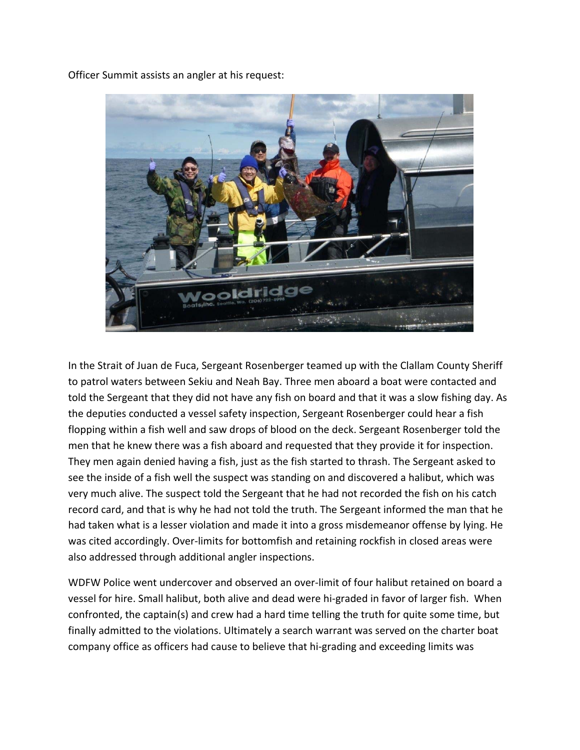Officer Summit assists an angler at his request:

In the Strait of Juan de Fuca, Sergeant Rosenberger teamed up with the Clallam County Sheriff to patrol waters between Sekiu and Neah Bay. Three men aboard a boat were contacted and told the Sergeant that they did not have any fish on board and that it was a slow fishing day. As the deputies conducted a vessel safety inspection, Sergeant Rosenberger could hear a fish flopping within a fish well and saw drops of blood on the deck. Sergeant Rosenberger told the men that he knew there was a fish aboard and requested that they provide it for inspection. They men again denied having a fish, just as the fish started to thrash. The Sergeant asked to see the inside of a fish well the suspect was standing on and discovered a halibut, which was very much alive. The suspect told the Sergeant that he had not recorded the fish on his catch record card, and that is why he had not told the truth. The Sergeant informed the man that he had taken what is a lesser violation and made it into a gross misdemeanor offense by lying. He was cited accordingly. Over-limits for bottomfish and retaining rockfish in closed areas were also addressed through additional angler inspections.

WDFW Police went undercover and observed an over-limit of four halibut retained on board a vessel for hire. Small halibut, both alive and dead were hi-graded in favor of larger fish. When confronted, the captain(s) and crew had a hard time telling the truth for quite some time, but finally admitted to the violations. Ultimately a search warrant was served on the charter boat company office as officers had cause to believe that hi-grading and exceeding limits was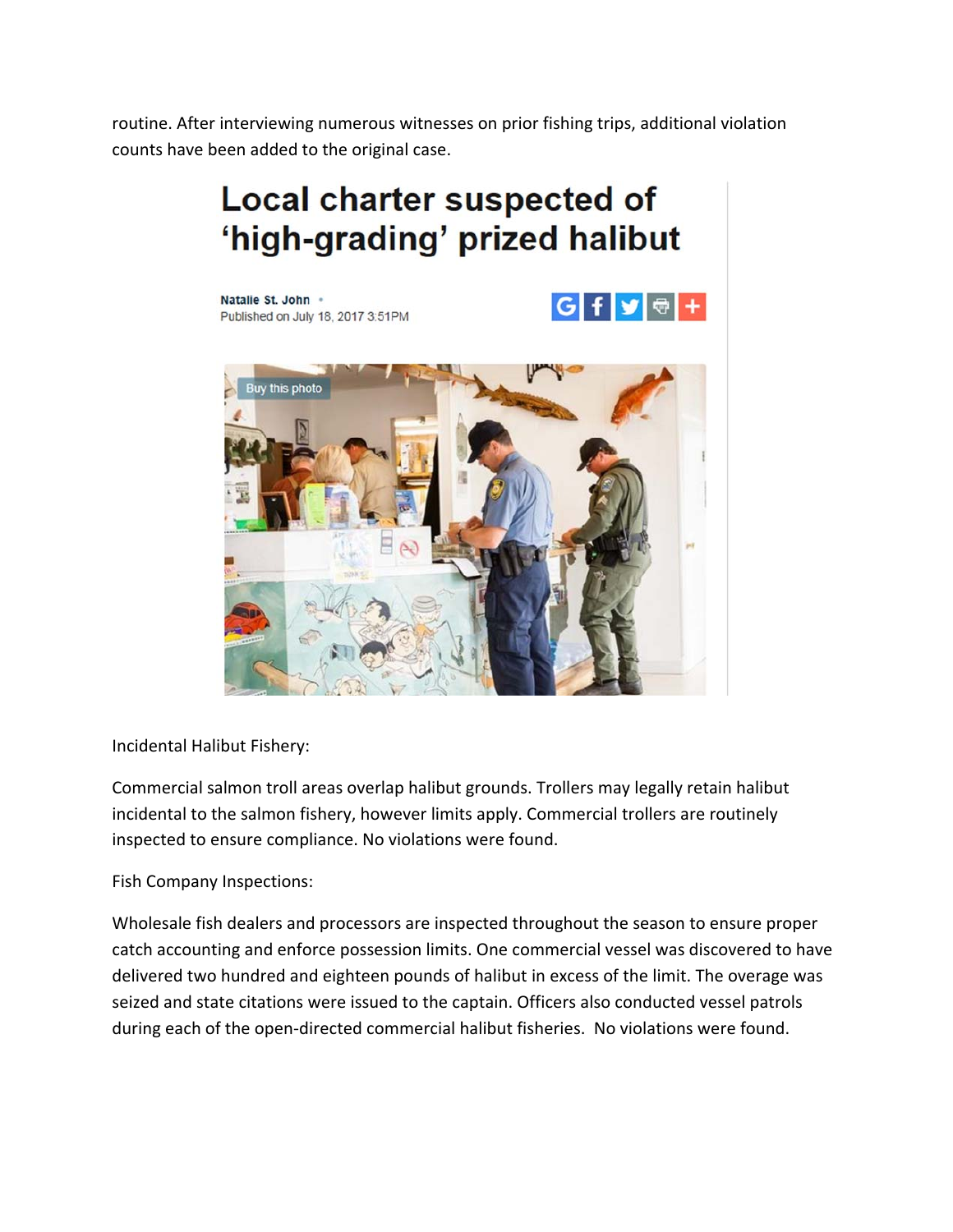routine. After interviewing numerous witnesses on prior fishing trips, additional violation counts have been added to the original case.

Local charter suspected of 'high-grading' prized halibut

Natalie St. John
Published on July 18, 2017 3:51PM

Incidental Halibut Fishery:

Commercial salmon troll areas overlap halibut grounds. Trollers may legally retain halibut incidental to the salmon fishery, however limits apply. Commercial trollers are routinely inspected to ensure compliance. No violations were found.

Fish Company Inspections:

Wholesale fish dealers and processors are inspected throughout the season to ensure proper catch accounting and enforce possession limits. One commercial vessel was discovered to have delivered two hundred and eighteen pounds of halibut in excess of the limit. The overage was seized and state citations were issued to the captain. Officers also conducted vessel patrols during each of the open-directed commercial halibut fisheries. No violations were found.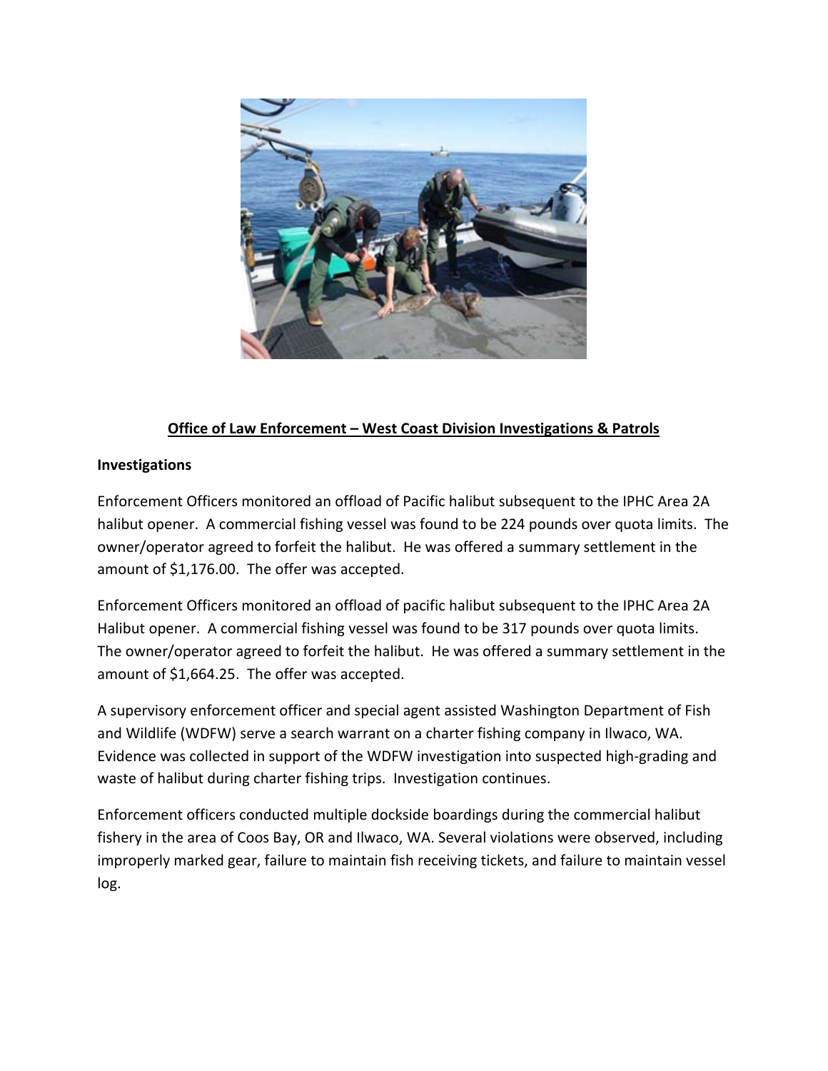## Office of Law Enforcement – West Coast Division Investigations & Patrols

**Investigations**

Enforcement Officers monitored an offload of Pacific halibut subsequent to the IPHC Area 2A halibut opener. A commercial fishing vessel was found to be 224 pounds over quota limits. The owner/operator agreed to forfeit the halibut. He was offered a summary settlement in the amount of $1,176.00. The offer was accepted.

Enforcement Officers monitored an offload of pacific halibut subsequent to the IPHC Area 2A Halibut opener. A commercial fishing vessel was found to be 317 pounds over quota limits. The owner/operator agreed to forfeit the halibut. He was offered a summary settlement in the amount of $1,664.25. The offer was accepted.

A supervisory enforcement officer and special agent assisted Washington Department of Fish and Wildlife (WDFW) serve a search warrant on a charter fishing company in Ilwaco, WA. Evidence was collected in support of the WDFW investigation into suspected high-grading and waste of halibut during charter fishing trips. Investigation continues.

Enforcement officers conducted multiple dockside boardings during the commercial halibut fishery in the area of Coos Bay, OR and Ilwaco, WA. Several violations were observed, including improperly marked gear, failure to maintain fish receiving tickets, and failure to maintain vessel log.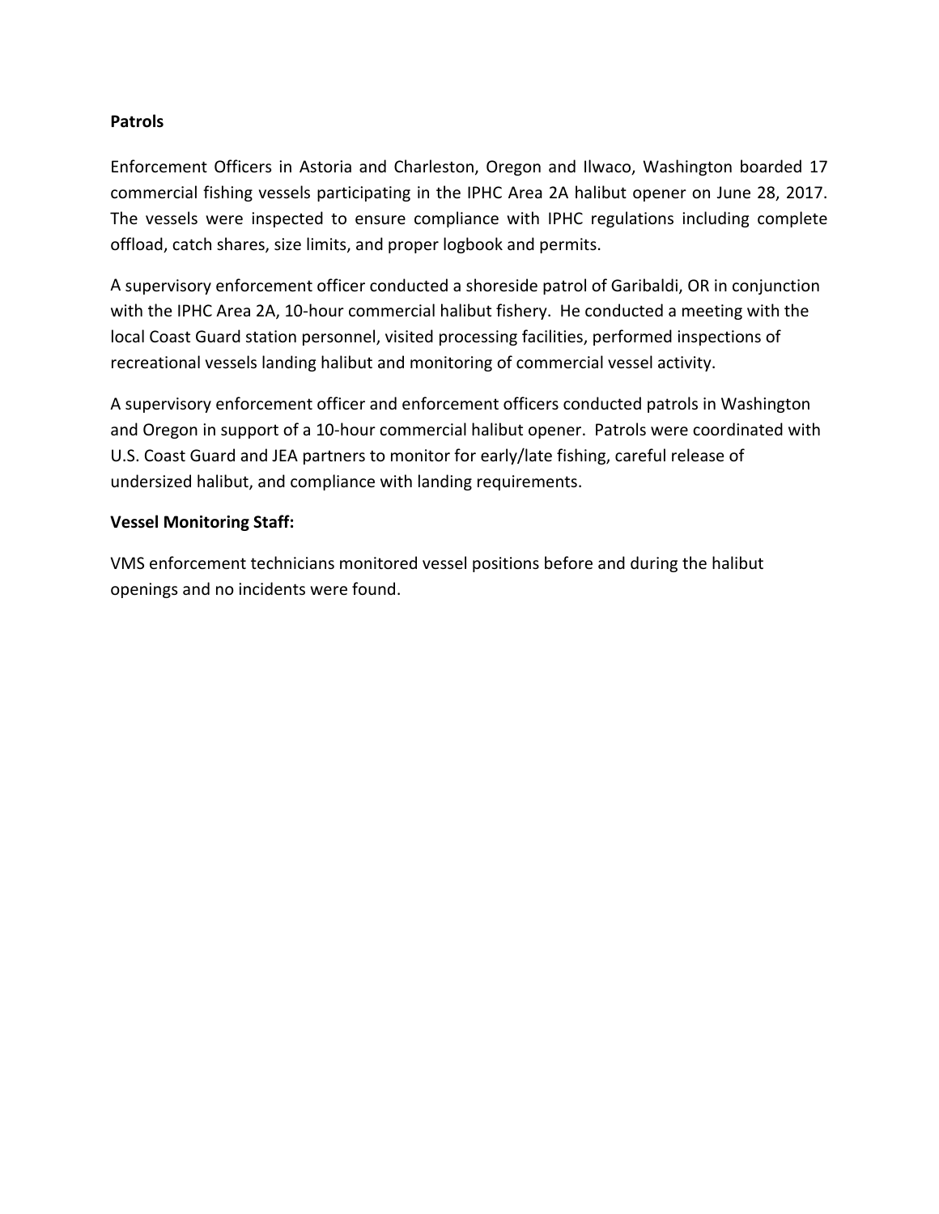**Patrols**

Enforcement Officers in Astoria and Charleston, Oregon and Ilwaco, Washington boarded 17 commercial fishing vessels participating in the IPHC Area 2A halibut opener on June 28, 2017. The vessels were inspected to ensure compliance with IPHC regulations including complete offload, catch shares, size limits, and proper logbook and permits.

A supervisory enforcement officer conducted a shoreside patrol of Garibaldi, OR in conjunction with the IPHC Area 2A, 10-hour commercial halibut fishery. He conducted a meeting with the local Coast Guard station personnel, visited processing facilities, performed inspections of recreational vessels landing halibut and monitoring of commercial vessel activity.

A supervisory enforcement officer and enforcement officers conducted patrols in Washington and Oregon in support of a 10-hour commercial halibut opener. Patrols were coordinated with U.S. Coast Guard and JEA partners to monitor for early/late fishing, careful release of undersized halibut, and compliance with landing requirements.

**Vessel Monitoring Staff:**

VMS enforcement technicians monitored vessel positions before and during the halibut openings and no incidents were found.